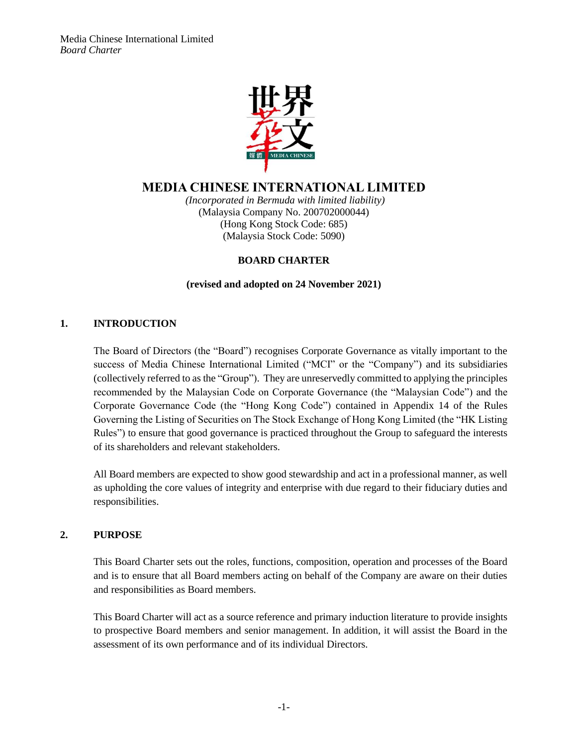# MEDIA CHINESE INTERNATIONAL LIMITED

*(Incorporated in Bermuda with limited liability)*
(Malaysia Company No. 200702000044)
(Hong Kong Stock Code: 685)
(Malaysia Stock Code: 5090)

**BOARD CHARTER**

**(revised and adopted on 24 November 2021)**

## 1. INTRODUCTION

The Board of Directors (the "Board") recognises Corporate Governance as vitally important to the success of Media Chinese International Limited ("MCI" or the "Company") and its subsidiaries (collectively referred to as the "Group"). They are unreservedly committed to applying the principles recommended by the Malaysian Code on Corporate Governance (the "Malaysian Code") and the Corporate Governance Code (the "Hong Kong Code") contained in Appendix 14 of the Rules Governing the Listing of Securities on The Stock Exchange of Hong Kong Limited (the "HK Listing Rules") to ensure that good governance is practiced throughout the Group to safeguard the interests of its shareholders and relevant stakeholders.

All Board members are expected to show good stewardship and act in a professional manner, as well as upholding the core values of integrity and enterprise with due regard to their fiduciary duties and responsibilities.

## 2. PURPOSE

This Board Charter sets out the roles, functions, composition, operation and processes of the Board and is to ensure that all Board members acting on behalf of the Company are aware on their duties and responsibilities as Board members.

This Board Charter will act as a source reference and primary induction literature to provide insights to prospective Board members and senior management. In addition, it will assist the Board in the assessment of its own performance and of its individual Directors.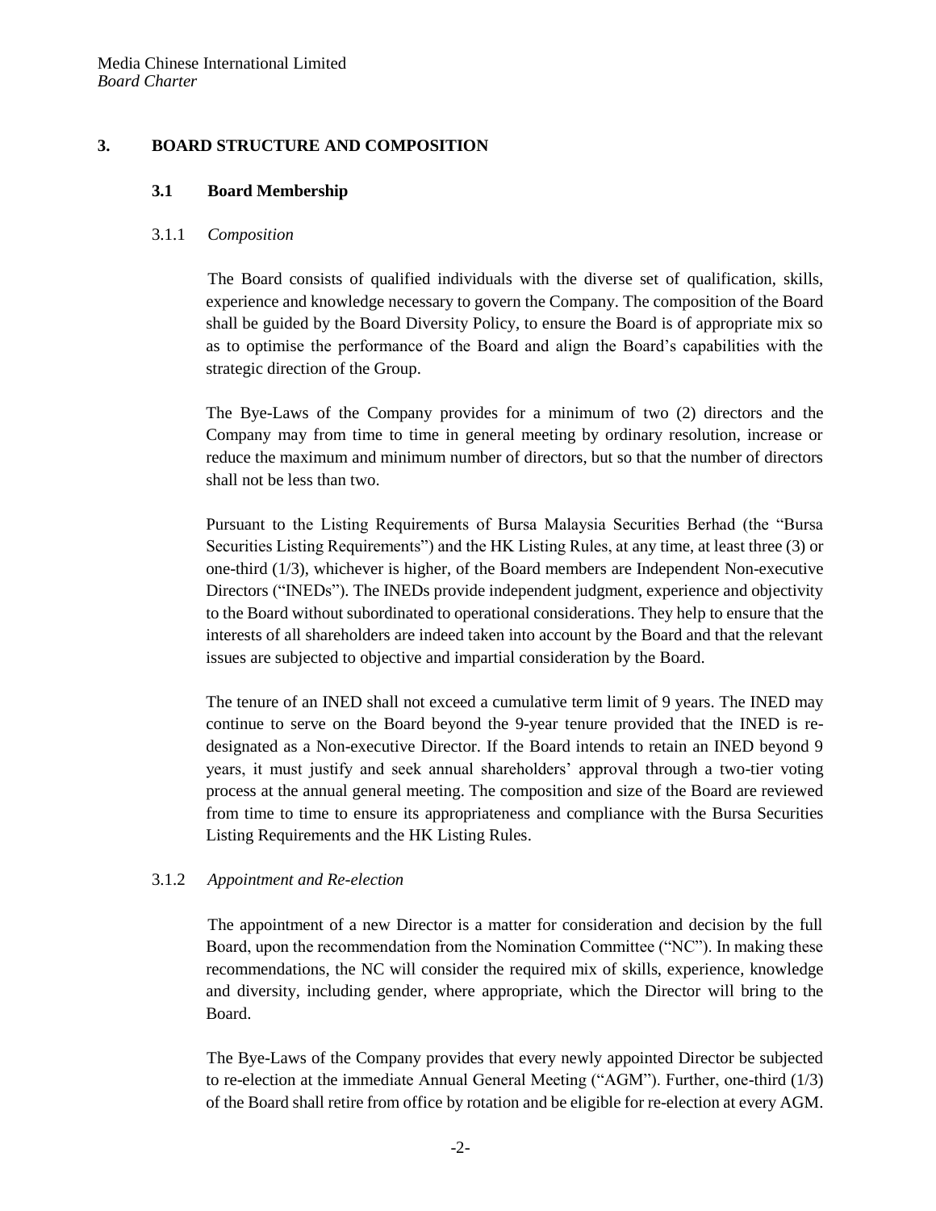## 3. BOARD STRUCTURE AND COMPOSITION

### 3.1 Board Membership

#### 3.1.1 *Composition*

The Board consists of qualified individuals with the diverse set of qualification, skills, experience and knowledge necessary to govern the Company. The composition of the Board shall be guided by the Board Diversity Policy, to ensure the Board is of appropriate mix so as to optimise the performance of the Board and align the Board's capabilities with the strategic direction of the Group.

The Bye-Laws of the Company provides for a minimum of two (2) directors and the Company may from time to time in general meeting by ordinary resolution, increase or reduce the maximum and minimum number of directors, but so that the number of directors shall not be less than two.

Pursuant to the Listing Requirements of Bursa Malaysia Securities Berhad (the "Bursa Securities Listing Requirements") and the HK Listing Rules, at any time, at least three (3) or one-third (1/3), whichever is higher, of the Board members are Independent Non-executive Directors ("INEDs"). The INEDs provide independent judgment, experience and objectivity to the Board without subordinated to operational considerations. They help to ensure that the interests of all shareholders are indeed taken into account by the Board and that the relevant issues are subjected to objective and impartial consideration by the Board.

The tenure of an INED shall not exceed a cumulative term limit of 9 years. The INED may continue to serve on the Board beyond the 9-year tenure provided that the INED is re-designated as a Non-executive Director. If the Board intends to retain an INED beyond 9 years, it must justify and seek annual shareholders' approval through a two-tier voting process at the annual general meeting. The composition and size of the Board are reviewed from time to time to ensure its appropriateness and compliance with the Bursa Securities Listing Requirements and the HK Listing Rules.

#### 3.1.2 *Appointment and Re-election*

The appointment of a new Director is a matter for consideration and decision by the full Board, upon the recommendation from the Nomination Committee ("NC"). In making these recommendations, the NC will consider the required mix of skills, experience, knowledge and diversity, including gender, where appropriate, which the Director will bring to the Board.

The Bye-Laws of the Company provides that every newly appointed Director be subjected to re-election at the immediate Annual General Meeting ("AGM"). Further, one-third (1/3) of the Board shall retire from office by rotation and be eligible for re-election at every AGM.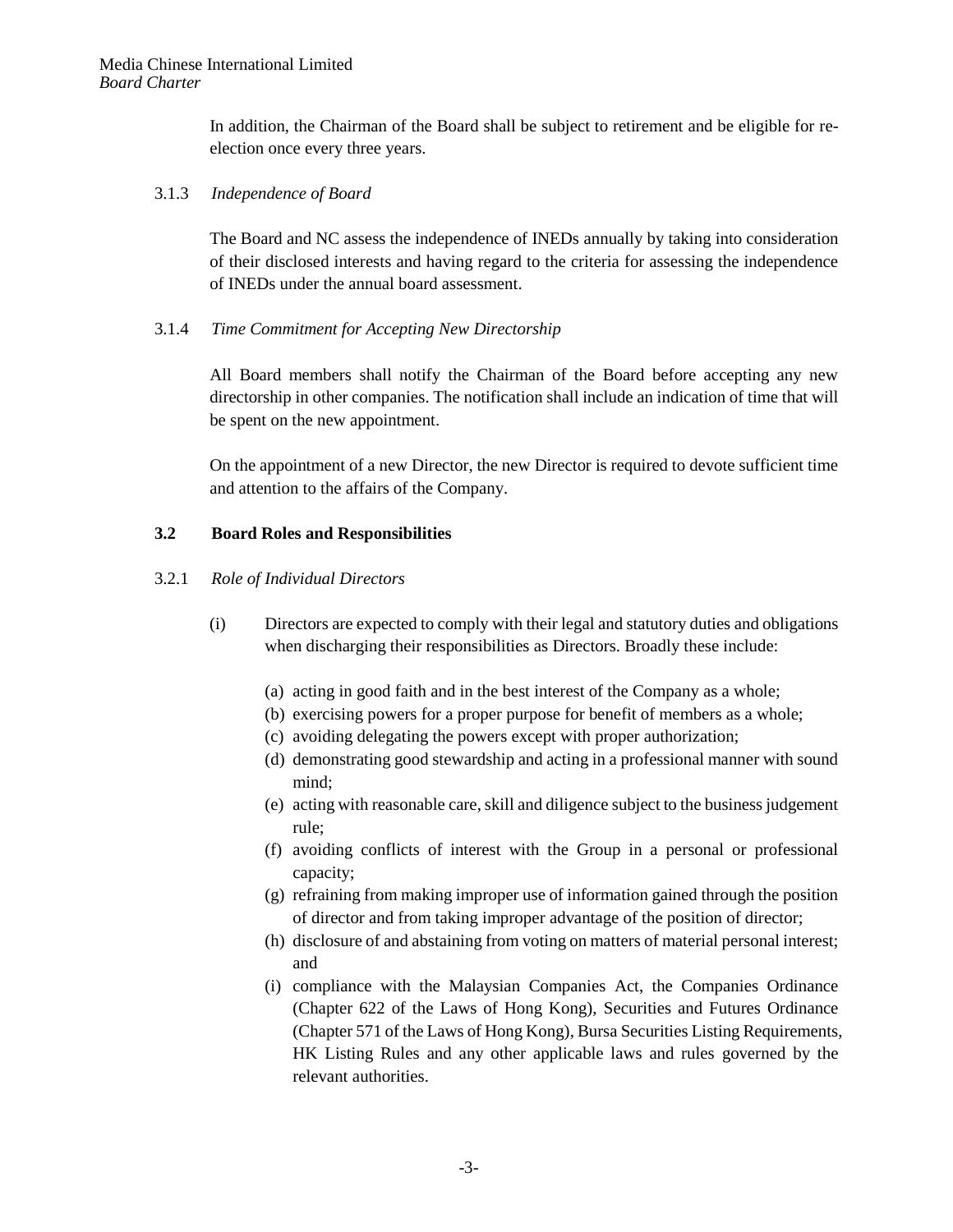In addition, the Chairman of the Board shall be subject to retirement and be eligible for re-election once every three years.

3.1.3 *Independence of Board*

The Board and NC assess the independence of INEDs annually by taking into consideration of their disclosed interests and having regard to the criteria for assessing the independence of INEDs under the annual board assessment.

3.1.4 *Time Commitment for Accepting New Directorship*

All Board members shall notify the Chairman of the Board before accepting any new directorship in other companies. The notification shall include an indication of time that will be spent on the new appointment.

On the appointment of a new Director, the new Director is required to devote sufficient time and attention to the affairs of the Company.

### 3.2 Board Roles and Responsibilities

3.2.1 *Role of Individual Directors*

(i) Directors are expected to comply with their legal and statutory duties and obligations when discharging their responsibilities as Directors. Broadly these include:

(a) acting in good faith and in the best interest of the Company as a whole;
(b) exercising powers for a proper purpose for benefit of members as a whole;
(c) avoiding delegating the powers except with proper authorization;
(d) demonstrating good stewardship and acting in a professional manner with sound mind;
(e) acting with reasonable care, skill and diligence subject to the business judgement rule;
(f) avoiding conflicts of interest with the Group in a personal or professional capacity;
(g) refraining from making improper use of information gained through the position of director and from taking improper advantage of the position of director;
(h) disclosure of and abstaining from voting on matters of material personal interest; and
(i) compliance with the Malaysian Companies Act, the Companies Ordinance (Chapter 622 of the Laws of Hong Kong), Securities and Futures Ordinance (Chapter 571 of the Laws of Hong Kong), Bursa Securities Listing Requirements, HK Listing Rules and any other applicable laws and rules governed by the relevant authorities.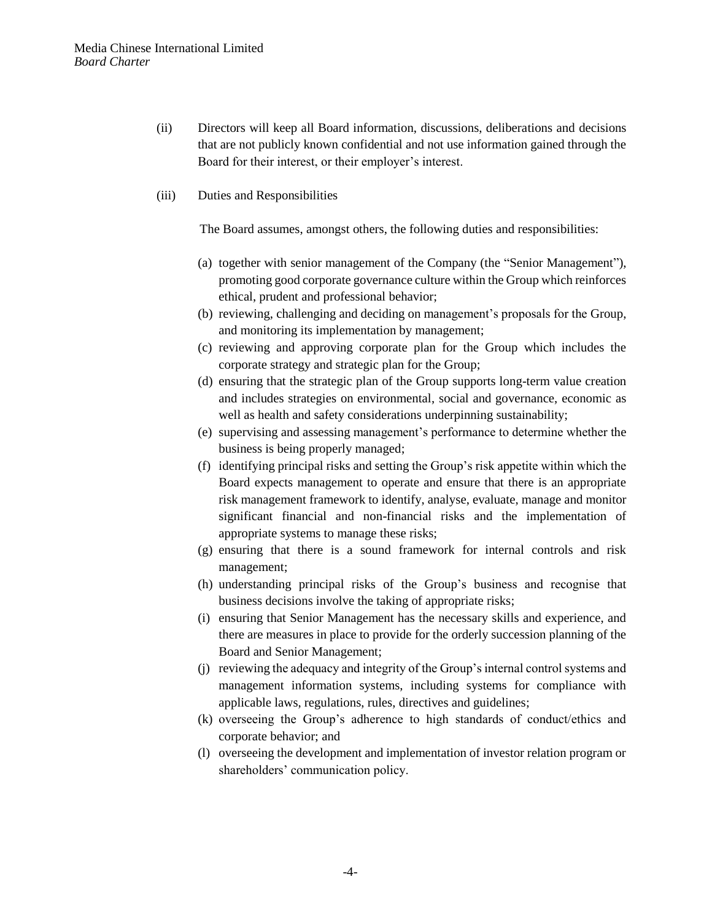(ii) Directors will keep all Board information, discussions, deliberations and decisions that are not publicly known confidential and not use information gained through the Board for their interest, or their employer's interest.

(iii) Duties and Responsibilities

The Board assumes, amongst others, the following duties and responsibilities:

(a) together with senior management of the Company (the "Senior Management"), promoting good corporate governance culture within the Group which reinforces ethical, prudent and professional behavior;
(b) reviewing, challenging and deciding on management's proposals for the Group, and monitoring its implementation by management;
(c) reviewing and approving corporate plan for the Group which includes the corporate strategy and strategic plan for the Group;
(d) ensuring that the strategic plan of the Group supports long-term value creation and includes strategies on environmental, social and governance, economic as well as health and safety considerations underpinning sustainability;
(e) supervising and assessing management's performance to determine whether the business is being properly managed;
(f) identifying principal risks and setting the Group's risk appetite within which the Board expects management to operate and ensure that there is an appropriate risk management framework to identify, analyse, evaluate, manage and monitor significant financial and non-financial risks and the implementation of appropriate systems to manage these risks;
(g) ensuring that there is a sound framework for internal controls and risk management;
(h) understanding principal risks of the Group's business and recognise that business decisions involve the taking of appropriate risks;
(i) ensuring that Senior Management has the necessary skills and experience, and there are measures in place to provide for the orderly succession planning of the Board and Senior Management;
(j) reviewing the adequacy and integrity of the Group's internal control systems and management information systems, including systems for compliance with applicable laws, regulations, rules, directives and guidelines;
(k) overseeing the Group's adherence to high standards of conduct/ethics and corporate behavior; and
(l) overseeing the development and implementation of investor relation program or shareholders' communication policy.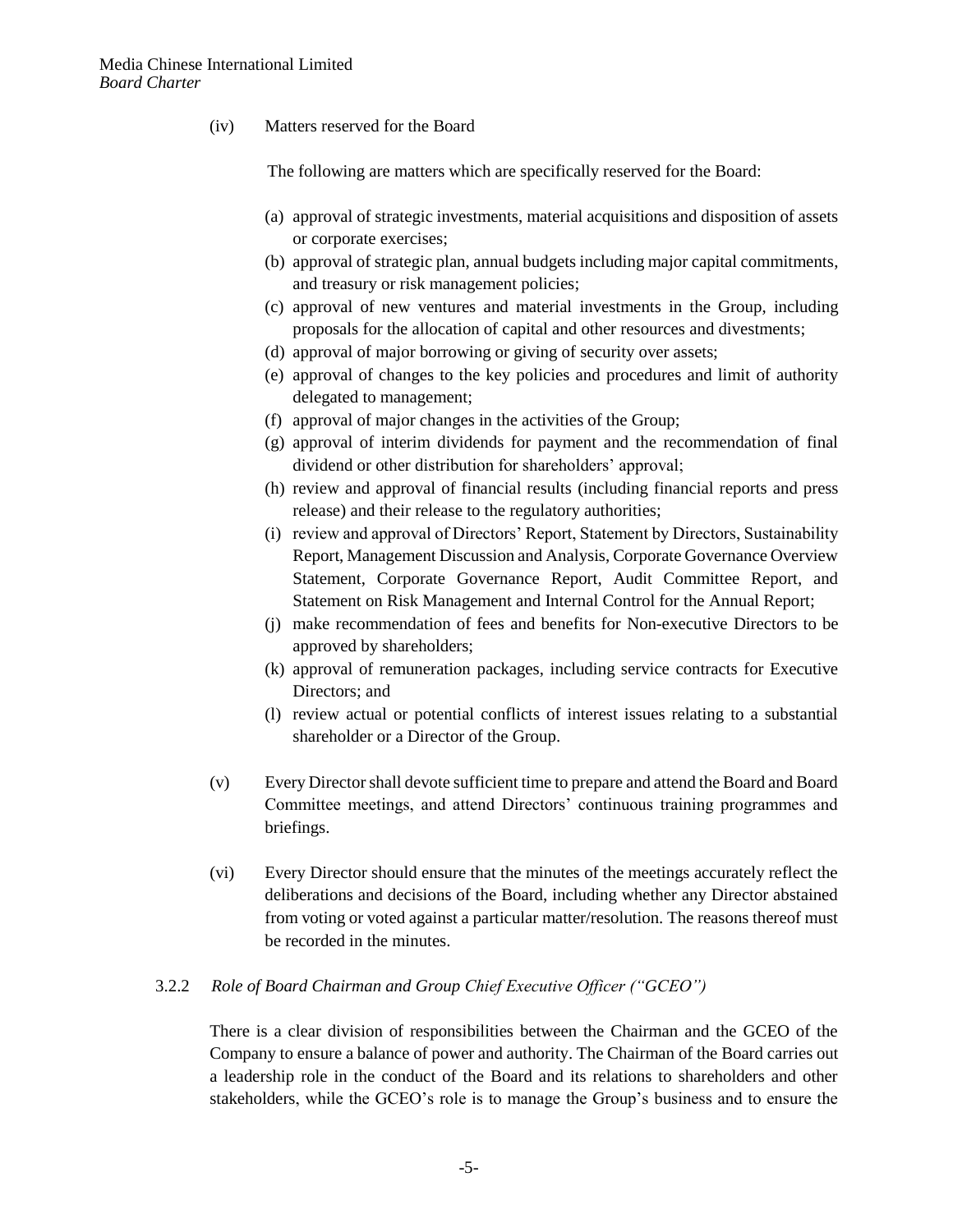(iv) Matters reserved for the Board

The following are matters which are specifically reserved for the Board:

(a) approval of strategic investments, material acquisitions and disposition of assets or corporate exercises;
(b) approval of strategic plan, annual budgets including major capital commitments, and treasury or risk management policies;
(c) approval of new ventures and material investments in the Group, including proposals for the allocation of capital and other resources and divestments;
(d) approval of major borrowing or giving of security over assets;
(e) approval of changes to the key policies and procedures and limit of authority delegated to management;
(f) approval of major changes in the activities of the Group;
(g) approval of interim dividends for payment and the recommendation of final dividend or other distribution for shareholders' approval;
(h) review and approval of financial results (including financial reports and press release) and their release to the regulatory authorities;
(i) review and approval of Directors' Report, Statement by Directors, Sustainability Report, Management Discussion and Analysis, Corporate Governance Overview Statement, Corporate Governance Report, Audit Committee Report, and Statement on Risk Management and Internal Control for the Annual Report;
(j) make recommendation of fees and benefits for Non-executive Directors to be approved by shareholders;
(k) approval of remuneration packages, including service contracts for Executive Directors; and
(l) review actual or potential conflicts of interest issues relating to a substantial shareholder or a Director of the Group.

(v) Every Director shall devote sufficient time to prepare and attend the Board and Board Committee meetings, and attend Directors' continuous training programmes and briefings.

(vi) Every Director should ensure that the minutes of the meetings accurately reflect the deliberations and decisions of the Board, including whether any Director abstained from voting or voted against a particular matter/resolution. The reasons thereof must be recorded in the minutes.

3.2.2 *Role of Board Chairman and Group Chief Executive Officer ("GCEO")*

There is a clear division of responsibilities between the Chairman and the GCEO of the Company to ensure a balance of power and authority. The Chairman of the Board carries out a leadership role in the conduct of the Board and its relations to shareholders and other stakeholders, while the GCEO's role is to manage the Group's business and to ensure the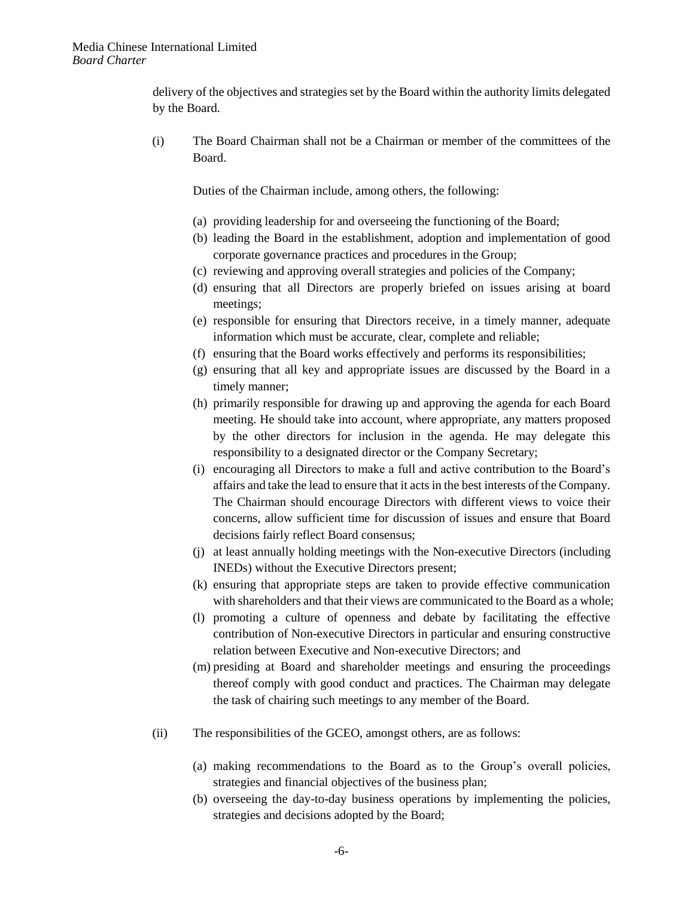delivery of the objectives and strategies set by the Board within the authority limits delegated by the Board.

(i) The Board Chairman shall not be a Chairman or member of the committees of the Board.

Duties of the Chairman include, among others, the following:

(a) providing leadership for and overseeing the functioning of the Board;
(b) leading the Board in the establishment, adoption and implementation of good corporate governance practices and procedures in the Group;
(c) reviewing and approving overall strategies and policies of the Company;
(d) ensuring that all Directors are properly briefed on issues arising at board meetings;
(e) responsible for ensuring that Directors receive, in a timely manner, adequate information which must be accurate, clear, complete and reliable;
(f) ensuring that the Board works effectively and performs its responsibilities;
(g) ensuring that all key and appropriate issues are discussed by the Board in a timely manner;
(h) primarily responsible for drawing up and approving the agenda for each Board meeting. He should take into account, where appropriate, any matters proposed by the other directors for inclusion in the agenda. He may delegate this responsibility to a designated director or the Company Secretary;
(i) encouraging all Directors to make a full and active contribution to the Board's affairs and take the lead to ensure that it acts in the best interests of the Company. The Chairman should encourage Directors with different views to voice their concerns, allow sufficient time for discussion of issues and ensure that Board decisions fairly reflect Board consensus;
(j) at least annually holding meetings with the Non-executive Directors (including INEDs) without the Executive Directors present;
(k) ensuring that appropriate steps are taken to provide effective communication with shareholders and that their views are communicated to the Board as a whole;
(l) promoting a culture of openness and debate by facilitating the effective contribution of Non-executive Directors in particular and ensuring constructive relation between Executive and Non-executive Directors; and
(m) presiding at Board and shareholder meetings and ensuring the proceedings thereof comply with good conduct and practices. The Chairman may delegate the task of chairing such meetings to any member of the Board.

(ii) The responsibilities of the GCEO, amongst others, are as follows:

(a) making recommendations to the Board as to the Group's overall policies, strategies and financial objectives of the business plan;
(b) overseeing the day-to-day business operations by implementing the policies, strategies and decisions adopted by the Board;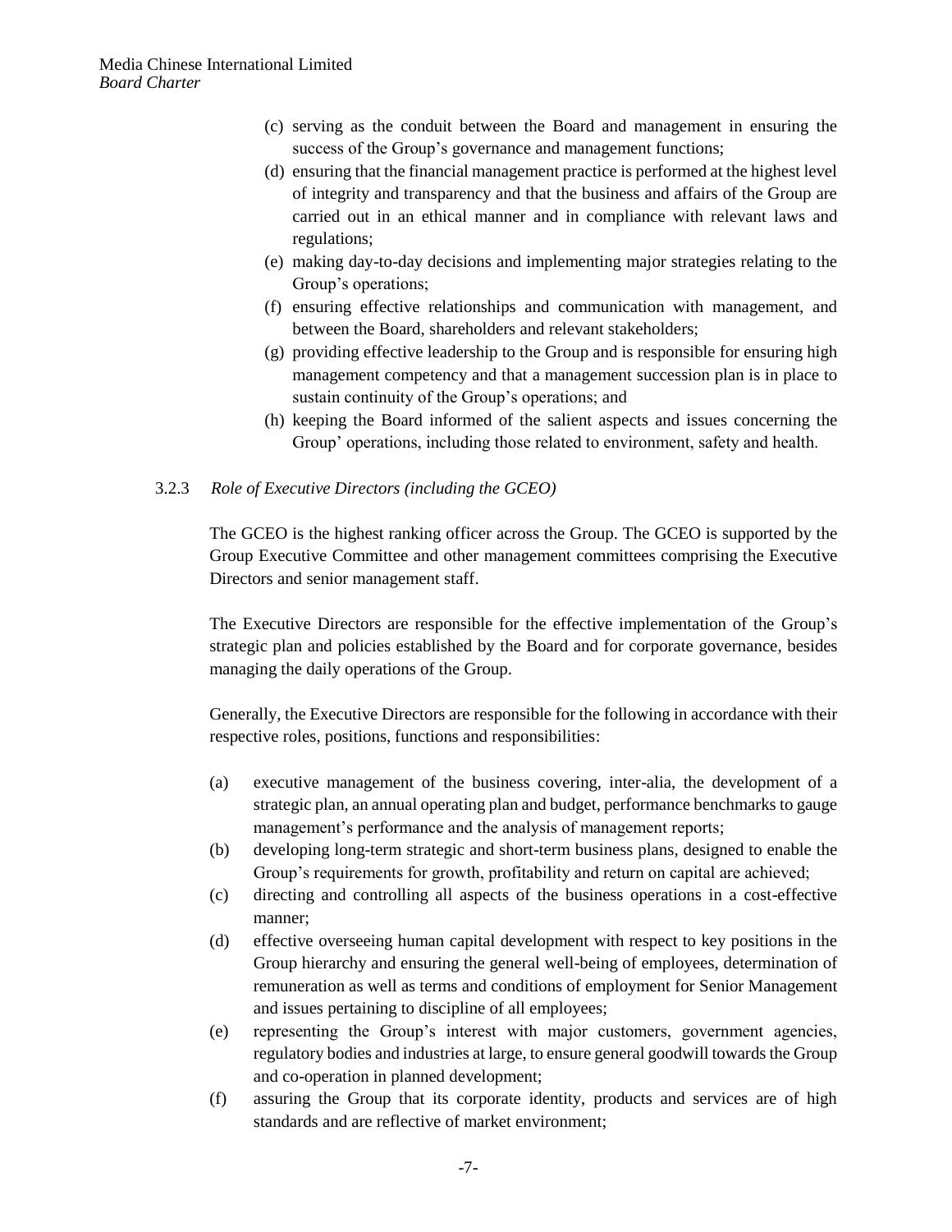(c) serving as the conduit between the Board and management in ensuring the success of the Group's governance and management functions;

(d) ensuring that the financial management practice is performed at the highest level of integrity and transparency and that the business and affairs of the Group are carried out in an ethical manner and in compliance with relevant laws and regulations;

(e) making day-to-day decisions and implementing major strategies relating to the Group's operations;

(f) ensuring effective relationships and communication with management, and between the Board, shareholders and relevant stakeholders;

(g) providing effective leadership to the Group and is responsible for ensuring high management competency and that a management succession plan is in place to sustain continuity of the Group's operations; and

(h) keeping the Board informed of the salient aspects and issues concerning the Group' operations, including those related to environment, safety and health.

3.2.3 *Role of Executive Directors (including the GCEO)*

The GCEO is the highest ranking officer across the Group. The GCEO is supported by the Group Executive Committee and other management committees comprising the Executive Directors and senior management staff.

The Executive Directors are responsible for the effective implementation of the Group's strategic plan and policies established by the Board and for corporate governance, besides managing the daily operations of the Group.

Generally, the Executive Directors are responsible for the following in accordance with their respective roles, positions, functions and responsibilities:

(a) executive management of the business covering, inter-alia, the development of a strategic plan, an annual operating plan and budget, performance benchmarks to gauge management's performance and the analysis of management reports;

(b) developing long-term strategic and short-term business plans, designed to enable the Group's requirements for growth, profitability and return on capital are achieved;

(c) directing and controlling all aspects of the business operations in a cost-effective manner;

(d) effective overseeing human capital development with respect to key positions in the Group hierarchy and ensuring the general well-being of employees, determination of remuneration as well as terms and conditions of employment for Senior Management and issues pertaining to discipline of all employees;

(e) representing the Group's interest with major customers, government agencies, regulatory bodies and industries at large, to ensure general goodwill towards the Group and co-operation in planned development;

(f) assuring the Group that its corporate identity, products and services are of high standards and are reflective of market environment;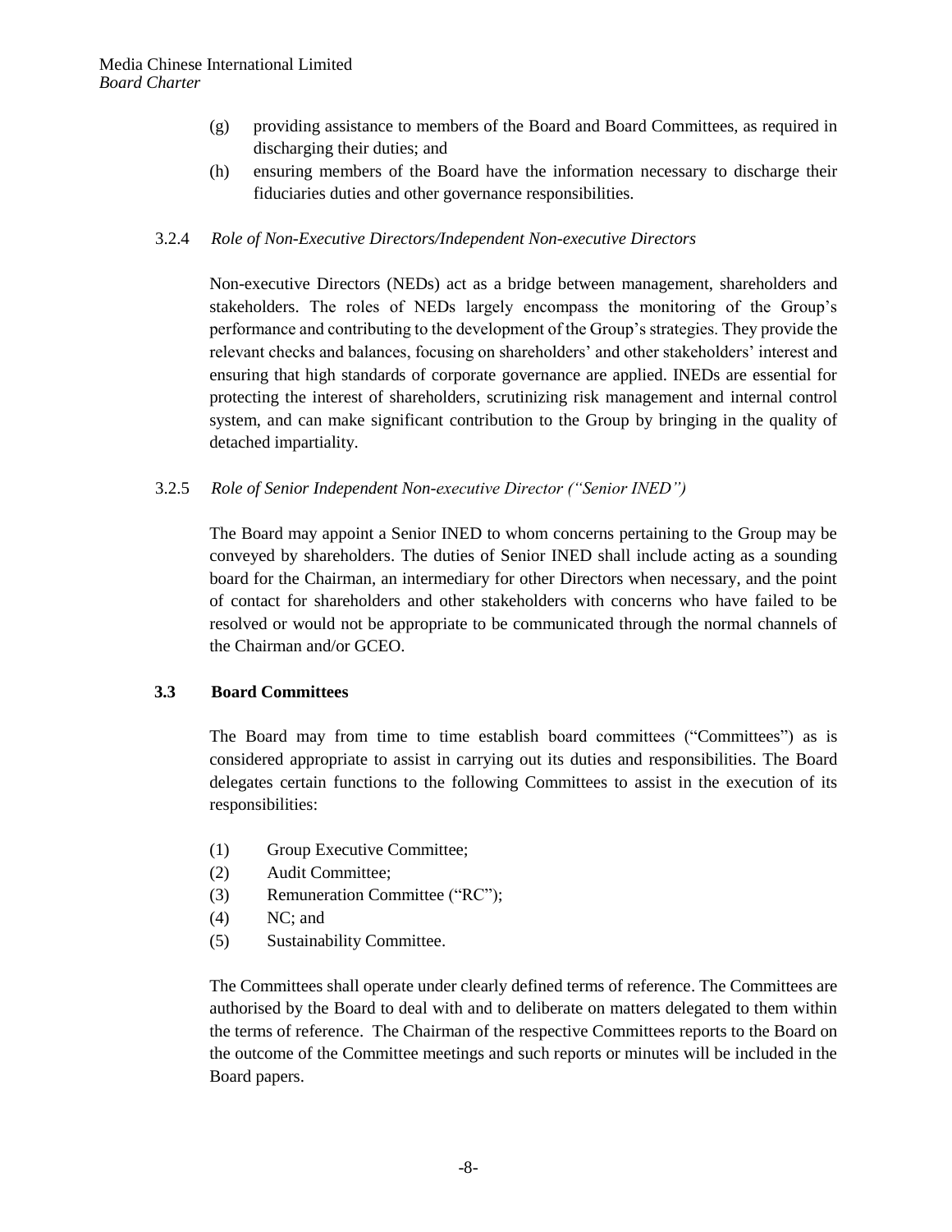(g) providing assistance to members of the Board and Board Committees, as required in discharging their duties; and

(h) ensuring members of the Board have the information necessary to discharge their fiduciaries duties and other governance responsibilities.

3.2.4 *Role of Non-Executive Directors/Independent Non-executive Directors*

Non-executive Directors (NEDs) act as a bridge between management, shareholders and stakeholders. The roles of NEDs largely encompass the monitoring of the Group's performance and contributing to the development of the Group's strategies. They provide the relevant checks and balances, focusing on shareholders' and other stakeholders' interest and ensuring that high standards of corporate governance are applied. INEDs are essential for protecting the interest of shareholders, scrutinizing risk management and internal control system, and can make significant contribution to the Group by bringing in the quality of detached impartiality.

3.2.5 *Role of Senior Independent Non-executive Director ("Senior INED")*

The Board may appoint a Senior INED to whom concerns pertaining to the Group may be conveyed by shareholders. The duties of Senior INED shall include acting as a sounding board for the Chairman, an intermediary for other Directors when necessary, and the point of contact for shareholders and other stakeholders with concerns who have failed to be resolved or would not be appropriate to be communicated through the normal channels of the Chairman and/or GCEO.

**3.3 Board Committees**

The Board may from time to time establish board committees ("Committees") as is considered appropriate to assist in carrying out its duties and responsibilities. The Board delegates certain functions to the following Committees to assist in the execution of its responsibilities:

(1) Group Executive Committee;
(2) Audit Committee;
(3) Remuneration Committee ("RC");
(4) NC; and
(5) Sustainability Committee.

The Committees shall operate under clearly defined terms of reference. The Committees are authorised by the Board to deal with and to deliberate on matters delegated to them within the terms of reference. The Chairman of the respective Committees reports to the Board on the outcome of the Committee meetings and such reports or minutes will be included in the Board papers.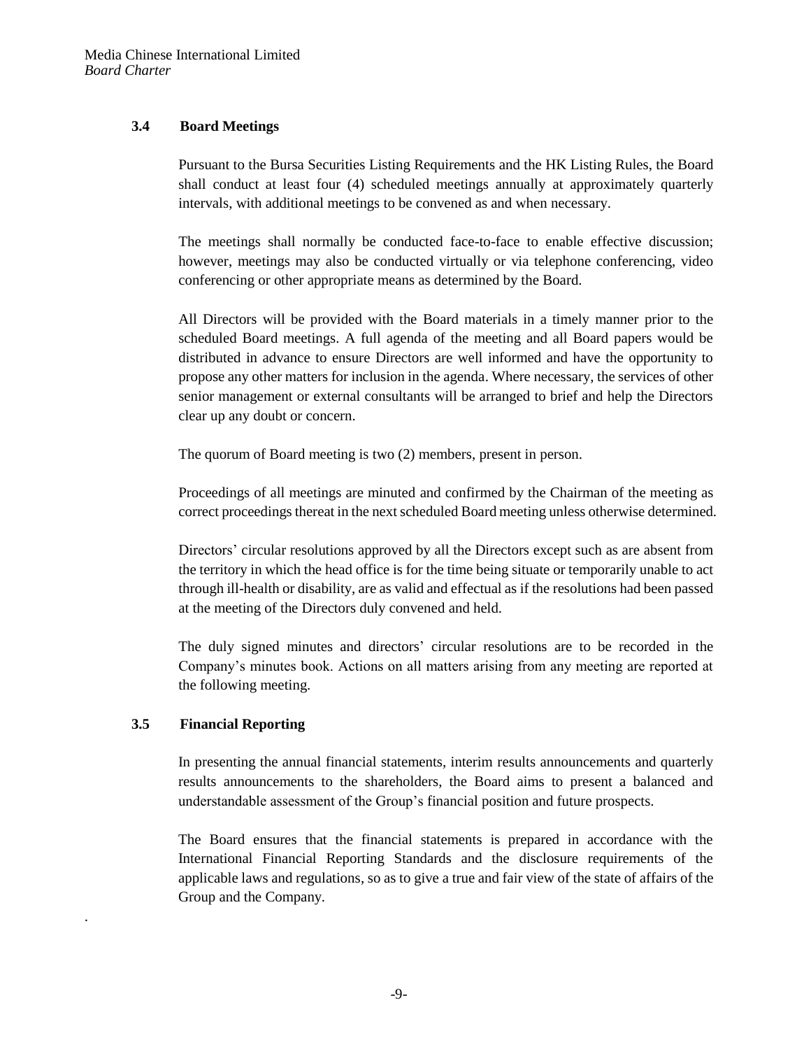### 3.4 Board Meetings

Pursuant to the Bursa Securities Listing Requirements and the HK Listing Rules, the Board shall conduct at least four (4) scheduled meetings annually at approximately quarterly intervals, with additional meetings to be convened as and when necessary.

The meetings shall normally be conducted face-to-face to enable effective discussion; however, meetings may also be conducted virtually or via telephone conferencing, video conferencing or other appropriate means as determined by the Board.

All Directors will be provided with the Board materials in a timely manner prior to the scheduled Board meetings. A full agenda of the meeting and all Board papers would be distributed in advance to ensure Directors are well informed and have the opportunity to propose any other matters for inclusion in the agenda. Where necessary, the services of other senior management or external consultants will be arranged to brief and help the Directors clear up any doubt or concern.

The quorum of Board meeting is two (2) members, present in person.

Proceedings of all meetings are minuted and confirmed by the Chairman of the meeting as correct proceedings thereat in the next scheduled Board meeting unless otherwise determined.

Directors' circular resolutions approved by all the Directors except such as are absent from the territory in which the head office is for the time being situate or temporarily unable to act through ill-health or disability, are as valid and effectual as if the resolutions had been passed at the meeting of the Directors duly convened and held.

The duly signed minutes and directors' circular resolutions are to be recorded in the Company's minutes book. Actions on all matters arising from any meeting are reported at the following meeting.

### 3.5 Financial Reporting

In presenting the annual financial statements, interim results announcements and quarterly results announcements to the shareholders, the Board aims to present a balanced and understandable assessment of the Group's financial position and future prospects.

The Board ensures that the financial statements is prepared in accordance with the International Financial Reporting Standards and the disclosure requirements of the applicable laws and regulations, so as to give a true and fair view of the state of affairs of the Group and the Company.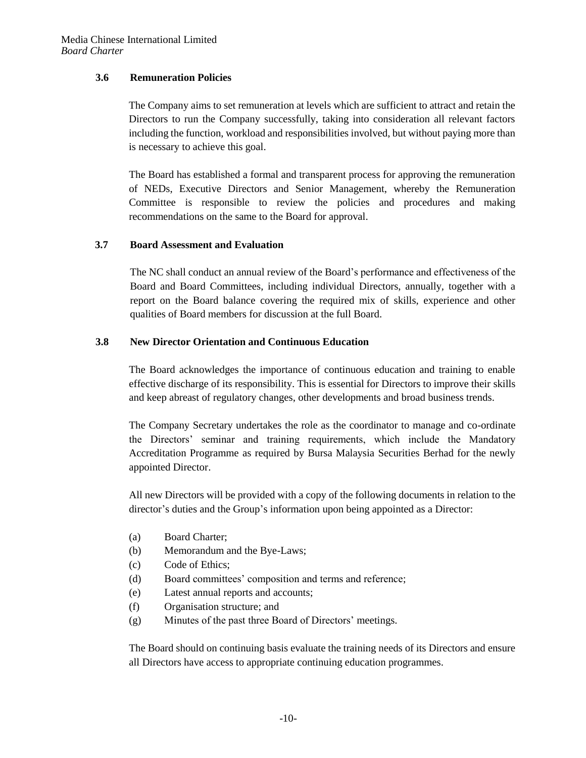### 3.6 Remuneration Policies

The Company aims to set remuneration at levels which are sufficient to attract and retain the Directors to run the Company successfully, taking into consideration all relevant factors including the function, workload and responsibilities involved, but without paying more than is necessary to achieve this goal.

The Board has established a formal and transparent process for approving the remuneration of NEDs, Executive Directors and Senior Management, whereby the Remuneration Committee is responsible to review the policies and procedures and making recommendations on the same to the Board for approval.

### 3.7 Board Assessment and Evaluation

The NC shall conduct an annual review of the Board's performance and effectiveness of the Board and Board Committees, including individual Directors, annually, together with a report on the Board balance covering the required mix of skills, experience and other qualities of Board members for discussion at the full Board.

### 3.8 New Director Orientation and Continuous Education

The Board acknowledges the importance of continuous education and training to enable effective discharge of its responsibility. This is essential for Directors to improve their skills and keep abreast of regulatory changes, other developments and broad business trends.

The Company Secretary undertakes the role as the coordinator to manage and co-ordinate the Directors' seminar and training requirements, which include the Mandatory Accreditation Programme as required by Bursa Malaysia Securities Berhad for the newly appointed Director.

All new Directors will be provided with a copy of the following documents in relation to the director's duties and the Group's information upon being appointed as a Director:

(a) Board Charter;
(b) Memorandum and the Bye-Laws;
(c) Code of Ethics;
(d) Board committees' composition and terms and reference;
(e) Latest annual reports and accounts;
(f) Organisation structure; and
(g) Minutes of the past three Board of Directors' meetings.

The Board should on continuing basis evaluate the training needs of its Directors and ensure all Directors have access to appropriate continuing education programmes.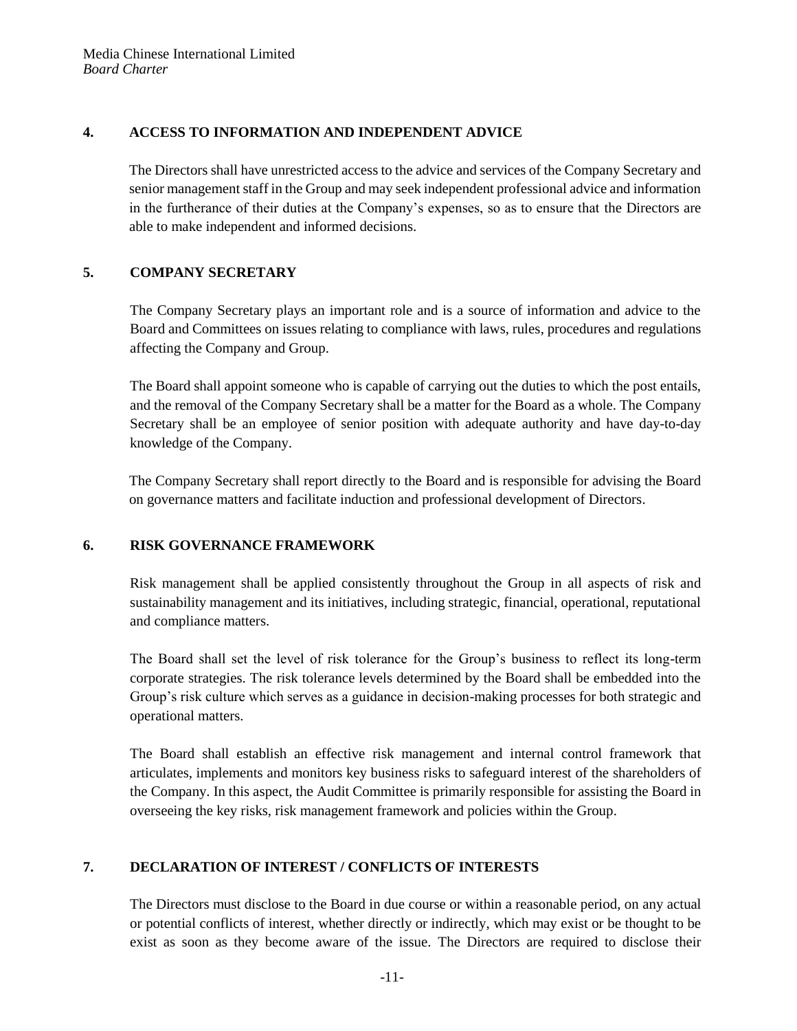## 4. ACCESS TO INFORMATION AND INDEPENDENT ADVICE

The Directors shall have unrestricted access to the advice and services of the Company Secretary and senior management staff in the Group and may seek independent professional advice and information in the furtherance of their duties at the Company's expenses, so as to ensure that the Directors are able to make independent and informed decisions.

## 5. COMPANY SECRETARY

The Company Secretary plays an important role and is a source of information and advice to the Board and Committees on issues relating to compliance with laws, rules, procedures and regulations affecting the Company and Group.

The Board shall appoint someone who is capable of carrying out the duties to which the post entails, and the removal of the Company Secretary shall be a matter for the Board as a whole. The Company Secretary shall be an employee of senior position with adequate authority and have day-to-day knowledge of the Company.

The Company Secretary shall report directly to the Board and is responsible for advising the Board on governance matters and facilitate induction and professional development of Directors.

## 6. RISK GOVERNANCE FRAMEWORK

Risk management shall be applied consistently throughout the Group in all aspects of risk and sustainability management and its initiatives, including strategic, financial, operational, reputational and compliance matters.

The Board shall set the level of risk tolerance for the Group's business to reflect its long-term corporate strategies. The risk tolerance levels determined by the Board shall be embedded into the Group's risk culture which serves as a guidance in decision-making processes for both strategic and operational matters.

The Board shall establish an effective risk management and internal control framework that articulates, implements and monitors key business risks to safeguard interest of the shareholders of the Company. In this aspect, the Audit Committee is primarily responsible for assisting the Board in overseeing the key risks, risk management framework and policies within the Group.

## 7. DECLARATION OF INTEREST / CONFLICTS OF INTERESTS

The Directors must disclose to the Board in due course or within a reasonable period, on any actual or potential conflicts of interest, whether directly or indirectly, which may exist or be thought to be exist as soon as they become aware of the issue. The Directors are required to disclose their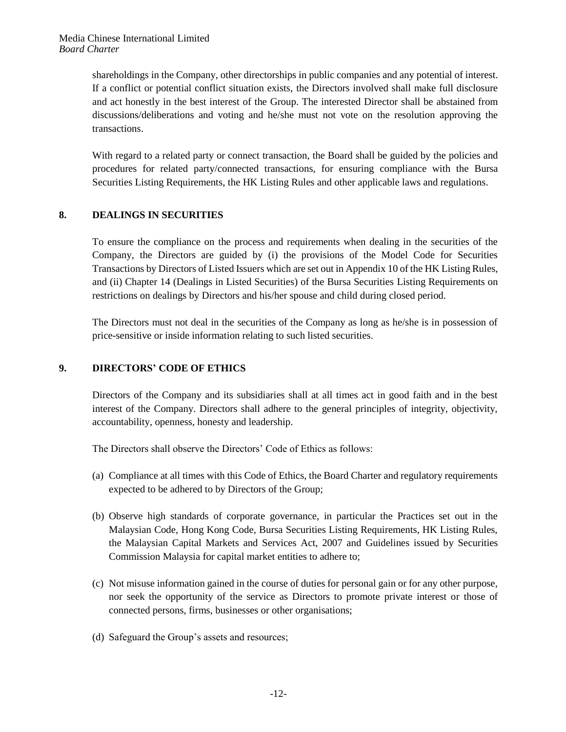shareholdings in the Company, other directorships in public companies and any potential of interest. If a conflict or potential conflict situation exists, the Directors involved shall make full disclosure and act honestly in the best interest of the Group. The interested Director shall be abstained from discussions/deliberations and voting and he/she must not vote on the resolution approving the transactions.

With regard to a related party or connect transaction, the Board shall be guided by the policies and procedures for related party/connected transactions, for ensuring compliance with the Bursa Securities Listing Requirements, the HK Listing Rules and other applicable laws and regulations.

## 8. DEALINGS IN SECURITIES

To ensure the compliance on the process and requirements when dealing in the securities of the Company, the Directors are guided by (i) the provisions of the Model Code for Securities Transactions by Directors of Listed Issuers which are set out in Appendix 10 of the HK Listing Rules, and (ii) Chapter 14 (Dealings in Listed Securities) of the Bursa Securities Listing Requirements on restrictions on dealings by Directors and his/her spouse and child during closed period.

The Directors must not deal in the securities of the Company as long as he/she is in possession of price-sensitive or inside information relating to such listed securities.

## 9. DIRECTORS' CODE OF ETHICS

Directors of the Company and its subsidiaries shall at all times act in good faith and in the best interest of the Company. Directors shall adhere to the general principles of integrity, objectivity, accountability, openness, honesty and leadership.

The Directors shall observe the Directors' Code of Ethics as follows:

(a) Compliance at all times with this Code of Ethics, the Board Charter and regulatory requirements expected to be adhered to by Directors of the Group;

(b) Observe high standards of corporate governance, in particular the Practices set out in the Malaysian Code, Hong Kong Code, Bursa Securities Listing Requirements, HK Listing Rules, the Malaysian Capital Markets and Services Act, 2007 and Guidelines issued by Securities Commission Malaysia for capital market entities to adhere to;

(c) Not misuse information gained in the course of duties for personal gain or for any other purpose, nor seek the opportunity of the service as Directors to promote private interest or those of connected persons, firms, businesses or other organisations;

(d) Safeguard the Group's assets and resources;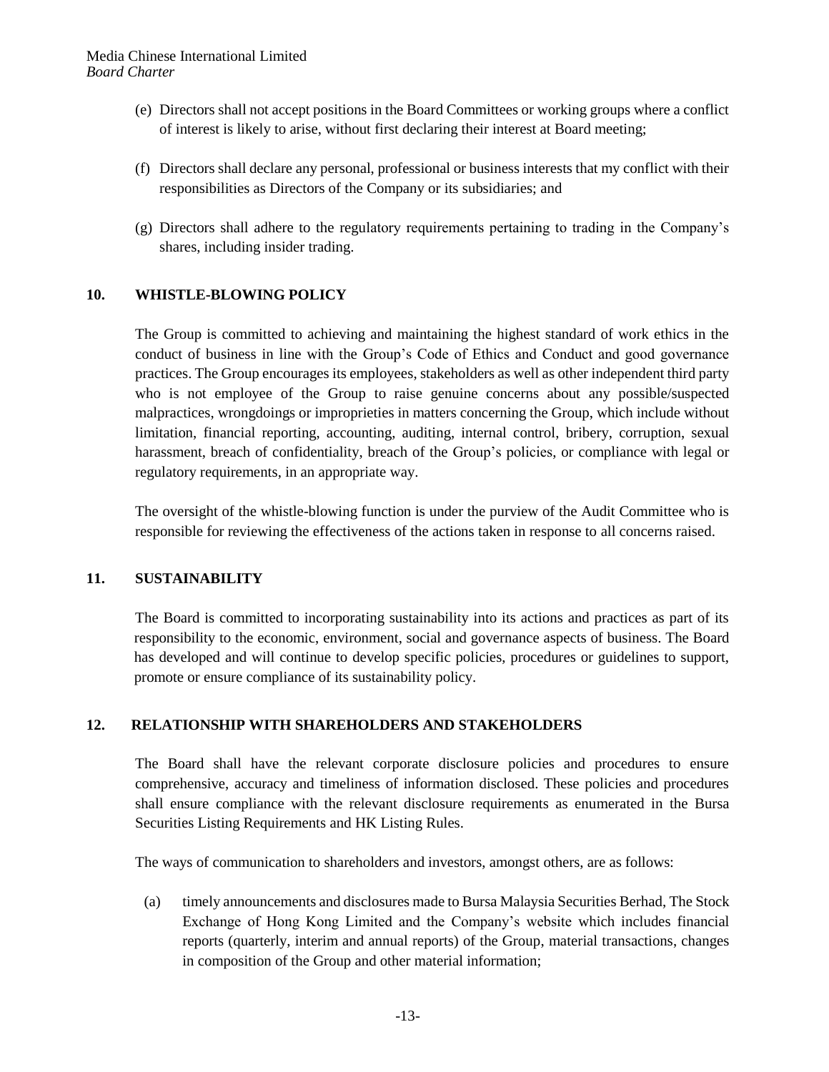(e) Directors shall not accept positions in the Board Committees or working groups where a conflict of interest is likely to arise, without first declaring their interest at Board meeting;

(f) Directors shall declare any personal, professional or business interests that my conflict with their responsibilities as Directors of the Company or its subsidiaries; and

(g) Directors shall adhere to the regulatory requirements pertaining to trading in the Company's shares, including insider trading.

## 10. WHISTLE-BLOWING POLICY

The Group is committed to achieving and maintaining the highest standard of work ethics in the conduct of business in line with the Group's Code of Ethics and Conduct and good governance practices. The Group encourages its employees, stakeholders as well as other independent third party who is not employee of the Group to raise genuine concerns about any possible/suspected malpractices, wrongdoings or improprieties in matters concerning the Group, which include without limitation, financial reporting, accounting, auditing, internal control, bribery, corruption, sexual harassment, breach of confidentiality, breach of the Group's policies, or compliance with legal or regulatory requirements, in an appropriate way.

The oversight of the whistle-blowing function is under the purview of the Audit Committee who is responsible for reviewing the effectiveness of the actions taken in response to all concerns raised.

## 11. SUSTAINABILITY

The Board is committed to incorporating sustainability into its actions and practices as part of its responsibility to the economic, environment, social and governance aspects of business. The Board has developed and will continue to develop specific policies, procedures or guidelines to support, promote or ensure compliance of its sustainability policy.

## 12. RELATIONSHIP WITH SHAREHOLDERS AND STAKEHOLDERS

The Board shall have the relevant corporate disclosure policies and procedures to ensure comprehensive, accuracy and timeliness of information disclosed. These policies and procedures shall ensure compliance with the relevant disclosure requirements as enumerated in the Bursa Securities Listing Requirements and HK Listing Rules.

The ways of communication to shareholders and investors, amongst others, are as follows:

(a) timely announcements and disclosures made to Bursa Malaysia Securities Berhad, The Stock Exchange of Hong Kong Limited and the Company's website which includes financial reports (quarterly, interim and annual reports) of the Group, material transactions, changes in composition of the Group and other material information;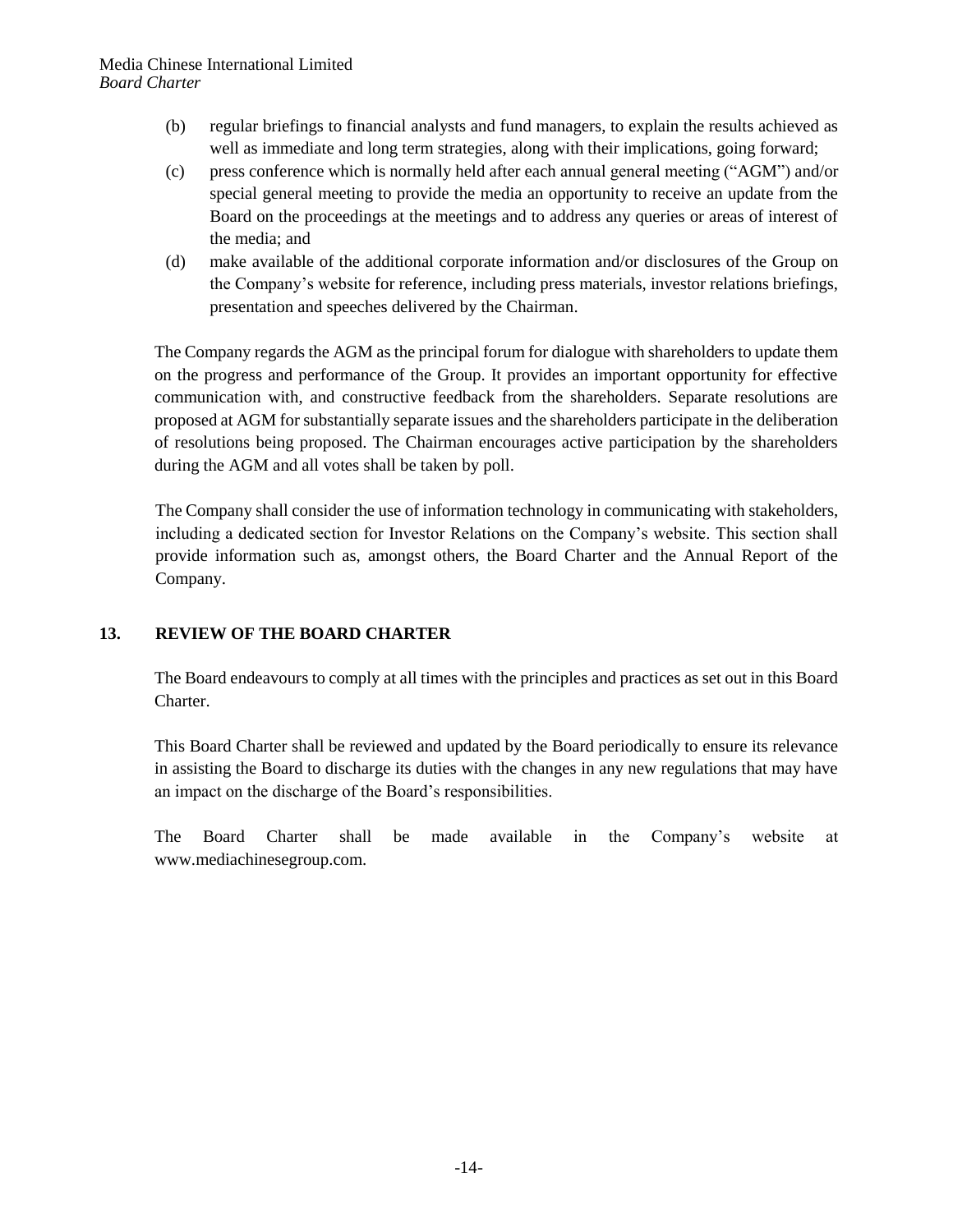(b) regular briefings to financial analysts and fund managers, to explain the results achieved as well as immediate and long term strategies, along with their implications, going forward;

(c) press conference which is normally held after each annual general meeting ("AGM") and/or special general meeting to provide the media an opportunity to receive an update from the Board on the proceedings at the meetings and to address any queries or areas of interest of the media; and

(d) make available of the additional corporate information and/or disclosures of the Group on the Company's website for reference, including press materials, investor relations briefings, presentation and speeches delivered by the Chairman.

The Company regards the AGM as the principal forum for dialogue with shareholders to update them on the progress and performance of the Group. It provides an important opportunity for effective communication with, and constructive feedback from the shareholders. Separate resolutions are proposed at AGM for substantially separate issues and the shareholders participate in the deliberation of resolutions being proposed. The Chairman encourages active participation by the shareholders during the AGM and all votes shall be taken by poll.

The Company shall consider the use of information technology in communicating with stakeholders, including a dedicated section for Investor Relations on the Company's website. This section shall provide information such as, amongst others, the Board Charter and the Annual Report of the Company.

## 13. REVIEW OF THE BOARD CHARTER

The Board endeavours to comply at all times with the principles and practices as set out in this Board Charter.

This Board Charter shall be reviewed and updated by the Board periodically to ensure its relevance in assisting the Board to discharge its duties with the changes in any new regulations that may have an impact on the discharge of the Board's responsibilities.

The Board Charter shall be made available in the Company's website at www.mediachinesegroup.com.